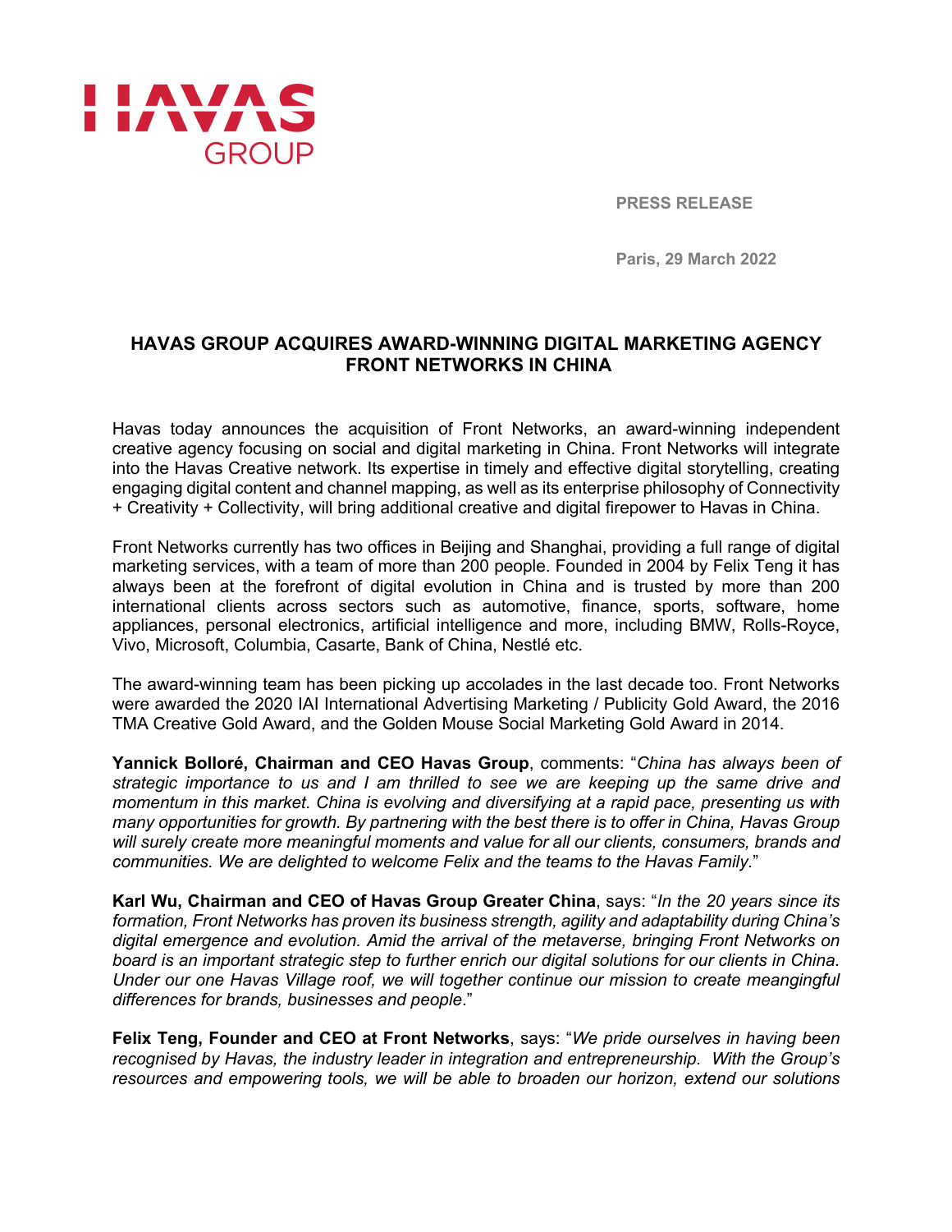HAVAS GROUP

**PRESS RELEASE**

**Paris, 29 March 2022**

# HAVAS GROUP ACQUIRES AWARD-WINNING DIGITAL MARKETING AGENCY FRONT NETWORKS IN CHINA

Havas today announces the acquisition of Front Networks, an award-winning independent creative agency focusing on social and digital marketing in China. Front Networks will integrate into the Havas Creative network. Its expertise in timely and effective digital storytelling, creating engaging digital content and channel mapping, as well as its enterprise philosophy of Connectivity + Creativity + Collectivity, will bring additional creative and digital firepower to Havas in China.

Front Networks currently has two offices in Beijing and Shanghai, providing a full range of digital marketing services, with a team of more than 200 people. Founded in 2004 by Felix Teng it has always been at the forefront of digital evolution in China and is trusted by more than 200 international clients across sectors such as automotive, finance, sports, software, home appliances, personal electronics, artificial intelligence and more, including BMW, Rolls-Royce, Vivo, Microsoft, Columbia, Casarte, Bank of China, Nestlé etc.

The award-winning team has been picking up accolades in the last decade too. Front Networks were awarded the 2020 IAI International Advertising Marketing / Publicity Gold Award, the 2016 TMA Creative Gold Award, and the Golden Mouse Social Marketing Gold Award in 2014.

**Yannick Bolloré, Chairman and CEO Havas Group**, comments: "*China has always been of strategic importance to us and I am thrilled to see we are keeping up the same drive and momentum in this market. China is evolving and diversifying at a rapid pace, presenting us with many opportunities for growth. By partnering with the best there is to offer in China, Havas Group will surely create more meaningful moments and value for all our clients, consumers, brands and communities. We are delighted to welcome Felix and the teams to the Havas Family.*"

**Karl Wu, Chairman and CEO of Havas Group Greater China**, says: "*In the 20 years since its formation, Front Networks has proven its business strength, agility and adaptability during China's digital emergence and evolution. Amid the arrival of the metaverse, bringing Front Networks on board is an important strategic step to further enrich our digital solutions for our clients in China. Under our one Havas Village roof, we will together continue our mission to create meangingful differences for brands, businesses and people*."

**Felix Teng, Founder and CEO at Front Networks**, says: "*We pride ourselves in having been recognised by Havas, the industry leader in integration and entrepreneurship. With the Group's resources and empowering tools, we will be able to broaden our horizon, extend our solutions*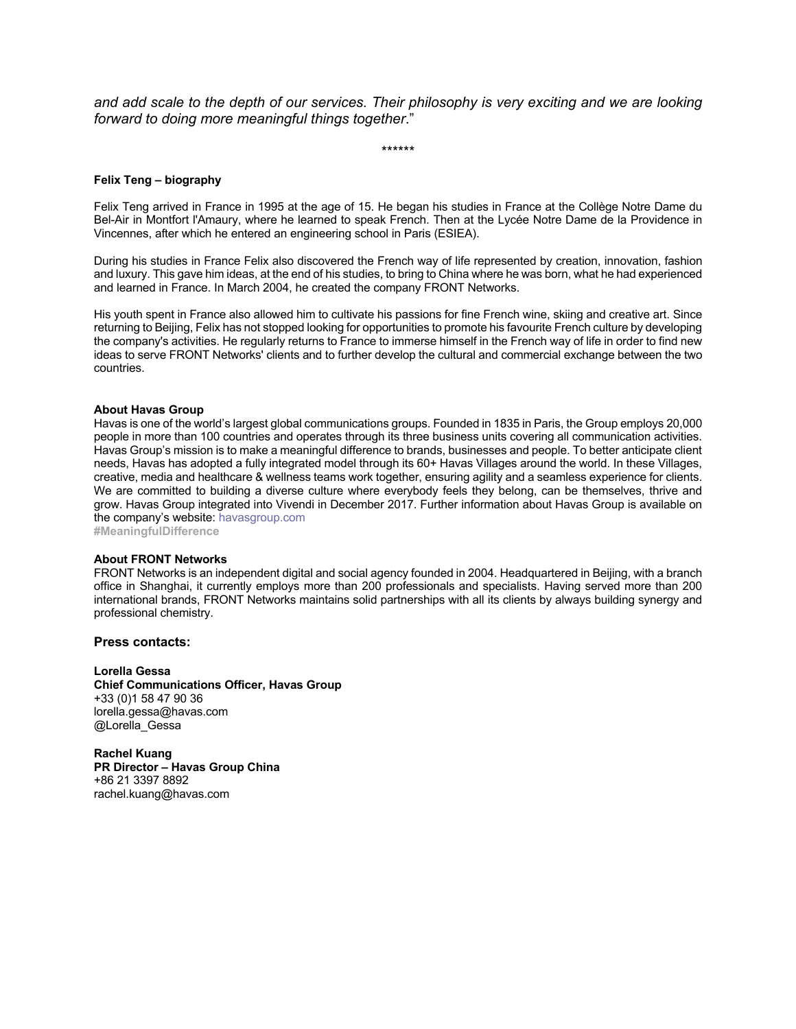*and add scale to the depth of our services. Their philosophy is very exciting and we are looking forward to doing more meaningful things together*."

******

**Felix Teng – biography**

Felix Teng arrived in France in 1995 at the age of 15. He began his studies in France at the Collège Notre Dame du Bel-Air in Montfort l'Amaury, where he learned to speak French. Then at the Lycée Notre Dame de la Providence in Vincennes, after which he entered an engineering school in Paris (ESIEA).

During his studies in France Felix also discovered the French way of life represented by creation, innovation, fashion and luxury. This gave him ideas, at the end of his studies, to bring to China where he was born, what he had experienced and learned in France. In March 2004, he created the company FRONT Networks.

His youth spent in France also allowed him to cultivate his passions for fine French wine, skiing and creative art. Since returning to Beijing, Felix has not stopped looking for opportunities to promote his favourite French culture by developing the company's activities. He regularly returns to France to immerse himself in the French way of life in order to find new ideas to serve FRONT Networks' clients and to further develop the cultural and commercial exchange between the two countries.

**About Havas Group**

Havas is one of the world's largest global communications groups. Founded in 1835 in Paris, the Group employs 20,000 people in more than 100 countries and operates through its three business units covering all communication activities. Havas Group's mission is to make a meaningful difference to brands, businesses and people. To better anticipate client needs, Havas has adopted a fully integrated model through its 60+ Havas Villages around the world. In these Villages, creative, media and healthcare & wellness teams work together, ensuring agility and a seamless experience for clients. We are committed to building a diverse culture where everybody feels they belong, can be themselves, thrive and grow. Havas Group integrated into Vivendi in December 2017. Further information about Havas Group is available on the company's website: havasgroup.com
**#MeaningfulDifference**

**About FRONT Networks**

FRONT Networks is an independent digital and social agency founded in 2004. Headquartered in Beijing, with a branch office in Shanghai, it currently employs more than 200 professionals and specialists. Having served more than 200 international brands, FRONT Networks maintains solid partnerships with all its clients by always building synergy and professional chemistry.

**Press contacts:**

**Lorella Gessa**
**Chief Communications Officer, Havas Group**
+33 (0)1 58 47 90 36
lorella.gessa@havas.com
@Lorella_Gessa

**Rachel Kuang**
**PR Director – Havas Group China**
+86 21 3397 8892
rachel.kuang@havas.com